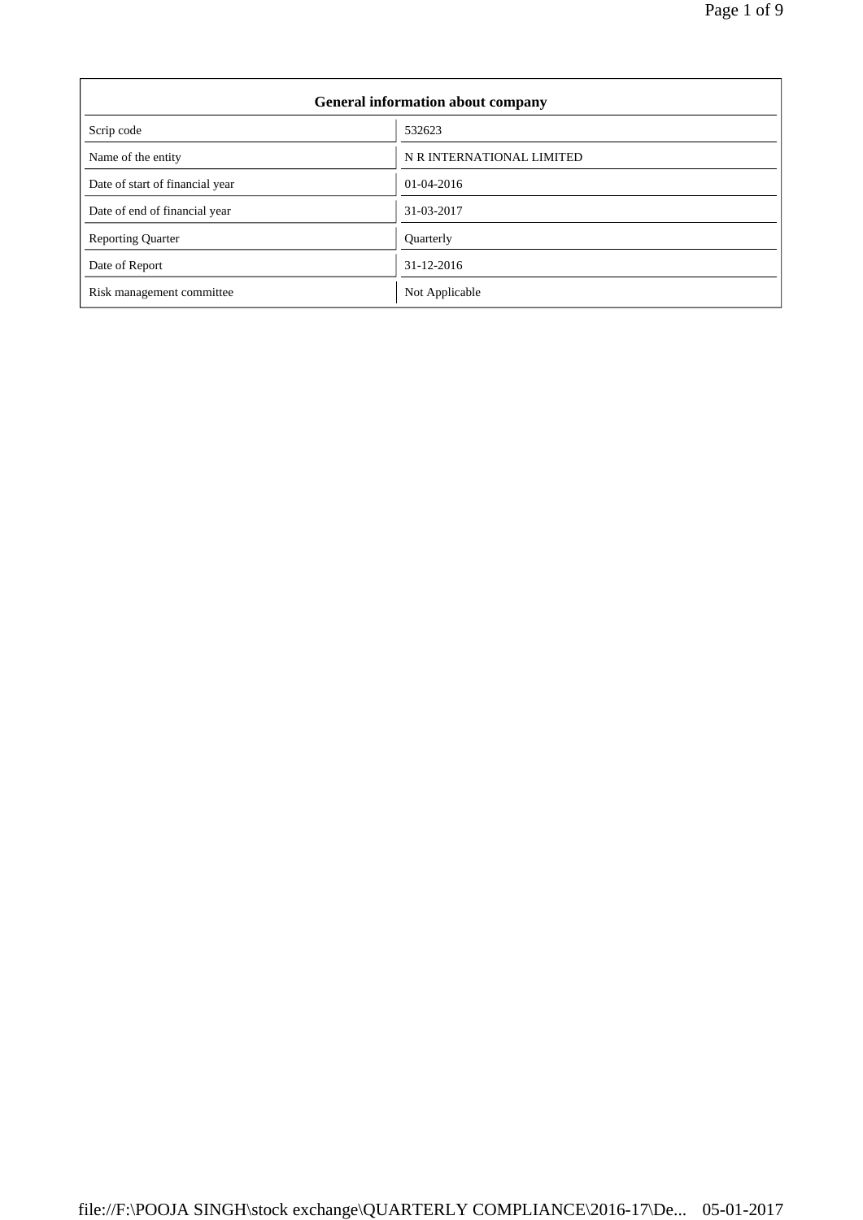| General information about company | |
|---|---|
| Scrip code | 532623 |
| Name of the entity | N R INTERNATIONAL LIMITED |
| Date of start of financial year | 01-04-2016 |
| Date of end of financial year | 31-03-2017 |
| Reporting Quarter | Quarterly |
| Date of Report | 31-12-2016 |
| Risk management committee | Not Applicable |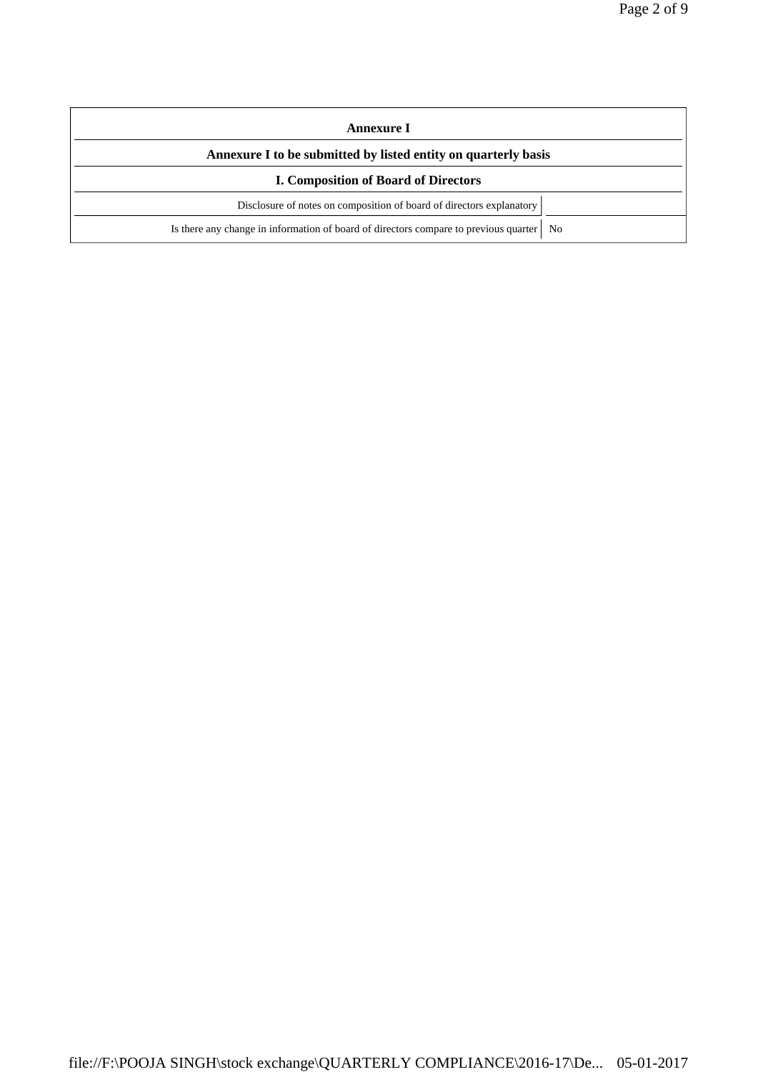| Annexure I | |
|---|---|
| **Annexure I to be submitted by listed entity on quarterly basis** | |
| **I. Composition of Board of Directors** | |
| Disclosure of notes on composition of board of directors explanatory | |
| Is there any change in information of board of directors compare to previous quarter | No |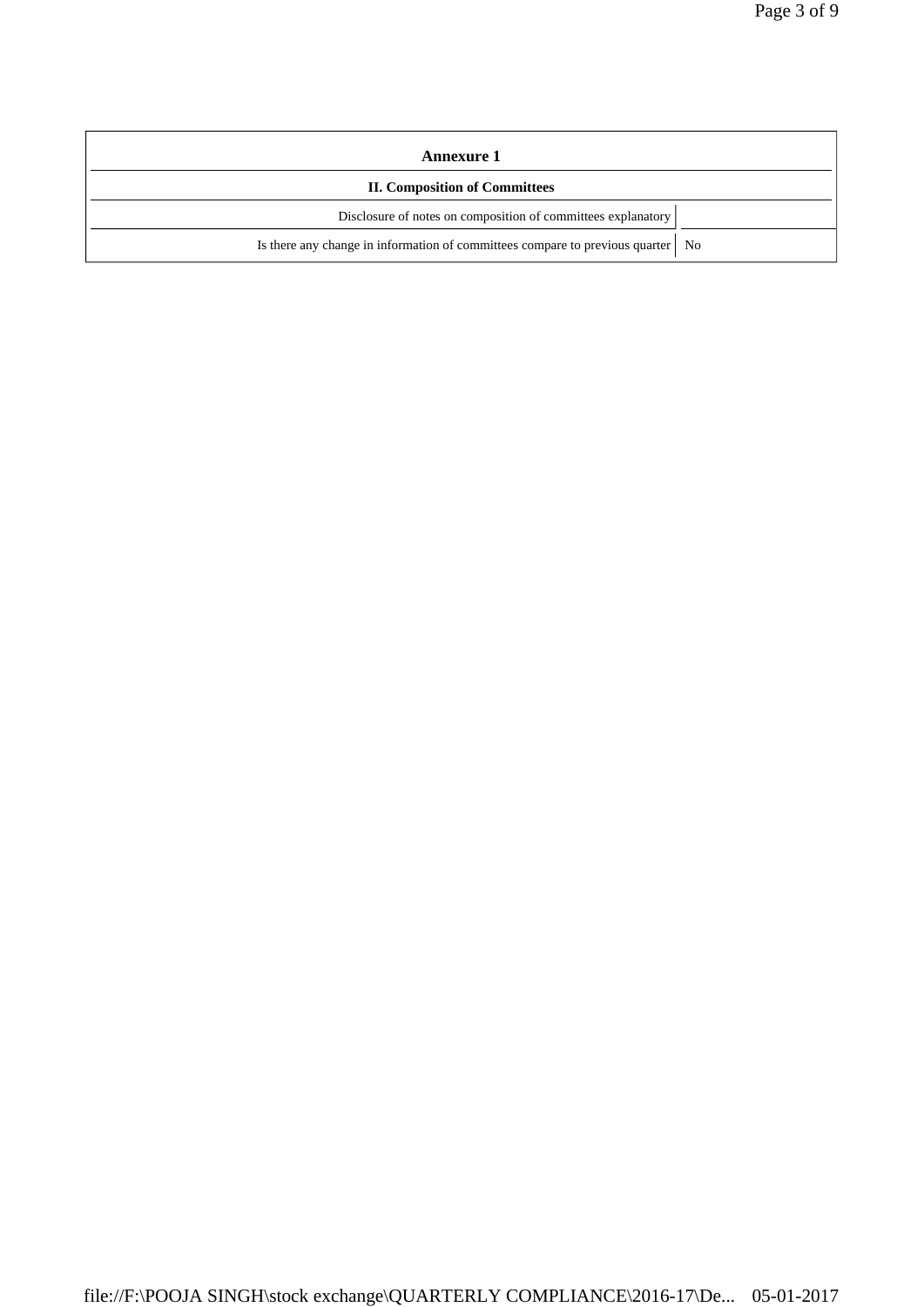## Annexure 1

### II. Composition of Committees

| | |
|---|---|
| Disclosure of notes on composition of committees explanatory | |
| Is there any change in information of committees compare to previous quarter | No |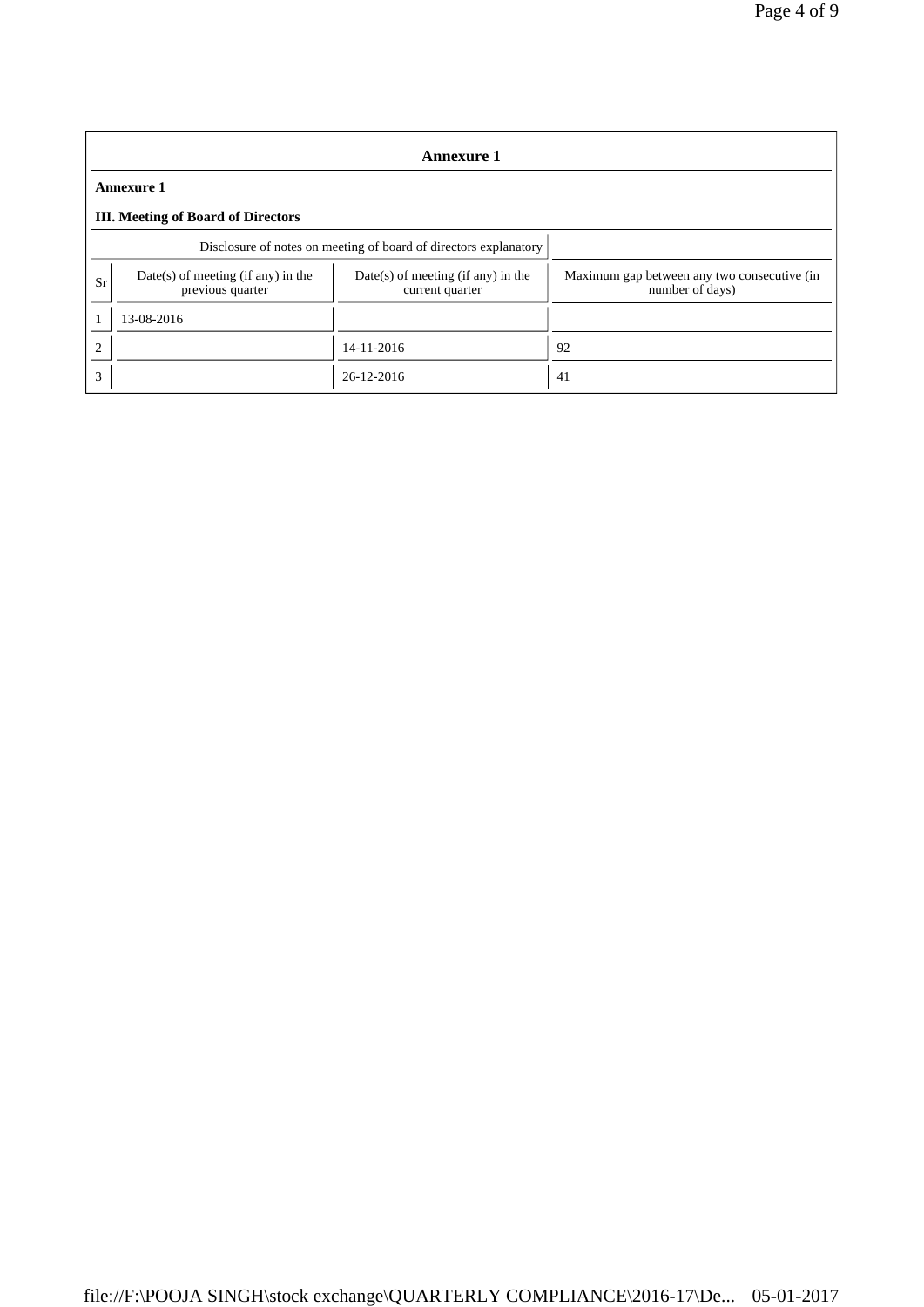## Annexure 1

**Annexure 1**

**III. Meeting of Board of Directors**

| Disclosure of notes on meeting of board of directors explanatory | | | |
|---|---|---|---|
| Sr | Date(s) of meeting (if any) in the previous quarter | Date(s) of meeting (if any) in the current quarter | Maximum gap between any two consecutive (in number of days) |
| 1 | 13-08-2016 | | |
| 2 | | 14-11-2016 | 92 |
| 3 | | 26-12-2016 | 41 |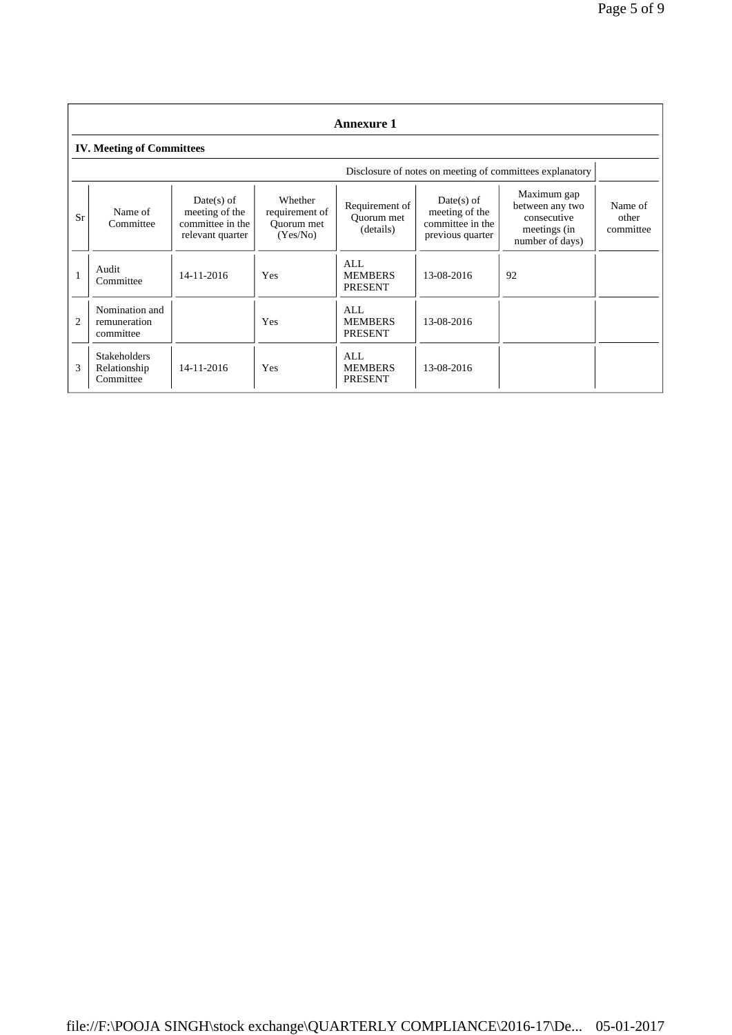## Annexure 1

### IV. Meeting of Committees

Disclosure of notes on meeting of committees explanatory

| Sr | Name of Committee | Date(s) of meeting of the committee in the relevant quarter | Whether requirement of Quorum met (Yes/No) | Requirement of Quorum met (details) | Date(s) of meeting of the committee in the previous quarter | Maximum gap between any two consecutive meetings (in number of days) | Name of other committee |
|---|---|---|---|---|---|---|---|
| 1 | Audit Committee | 14-11-2016 | Yes | ALL MEMBERS PRESENT | 13-08-2016 | 92 | |
| 2 | Nomination and remuneration committee | | Yes | ALL MEMBERS PRESENT | 13-08-2016 | | |
| 3 | Stakeholders Relationship Committee | 14-11-2016 | Yes | ALL MEMBERS PRESENT | 13-08-2016 | | |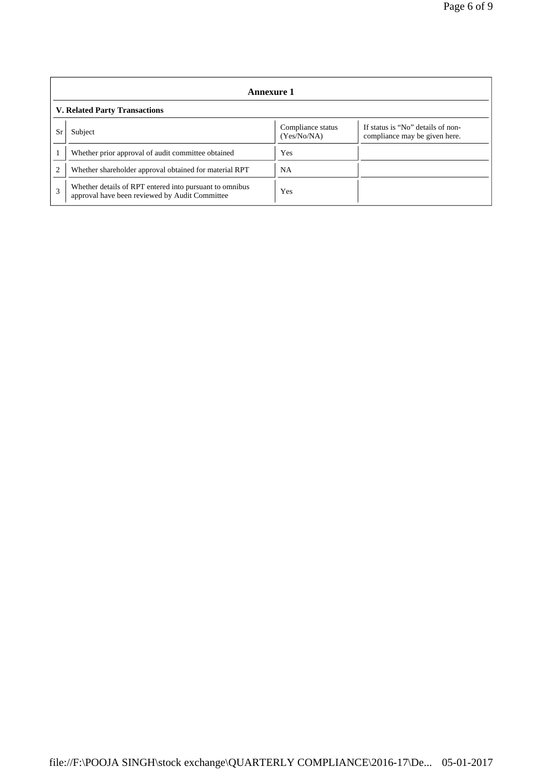## Annexure 1

### V. Related Party Transactions

| Sr | Subject | Compliance status (Yes/No/NA) | If status is "No" details of non-compliance may be given here. |
|---|---|---|---|
| 1 | Whether prior approval of audit committee obtained | Yes | |
| 2 | Whether shareholder approval obtained for material RPT | NA | |
| 3 | Whether details of RPT entered into pursuant to omnibus approval have been reviewed by Audit Committee | Yes | |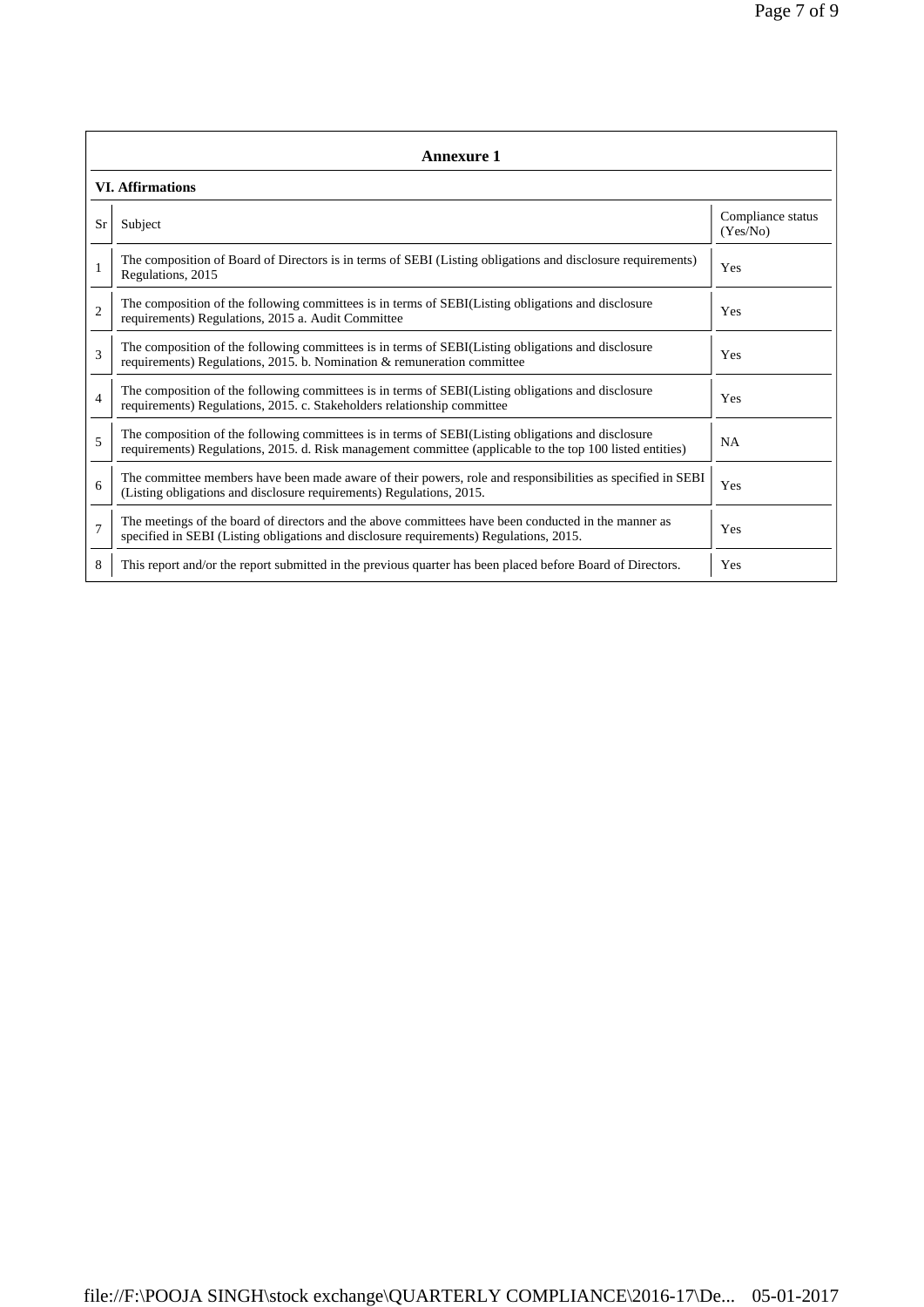## Annexure 1

### VI. Affirmations

| Sr | Subject | Compliance status (Yes/No) |
|---|---|---|
| 1 | The composition of Board of Directors is in terms of SEBI (Listing obligations and disclosure requirements) Regulations, 2015 | Yes |
| 2 | The composition of the following committees is in terms of SEBI(Listing obligations and disclosure requirements) Regulations, 2015 a. Audit Committee | Yes |
| 3 | The composition of the following committees is in terms of SEBI(Listing obligations and disclosure requirements) Regulations, 2015. b. Nomination & remuneration committee | Yes |
| 4 | The composition of the following committees is in terms of SEBI(Listing obligations and disclosure requirements) Regulations, 2015. c. Stakeholders relationship committee | Yes |
| 5 | The composition of the following committees is in terms of SEBI(Listing obligations and disclosure requirements) Regulations, 2015. d. Risk management committee (applicable to the top 100 listed entities) | NA |
| 6 | The committee members have been made aware of their powers, role and responsibilities as specified in SEBI (Listing obligations and disclosure requirements) Regulations, 2015. | Yes |
| 7 | The meetings of the board of directors and the above committees have been conducted in the manner as specified in SEBI (Listing obligations and disclosure requirements) Regulations, 2015. | Yes |
| 8 | This report and/or the report submitted in the previous quarter has been placed before Board of Directors. | Yes |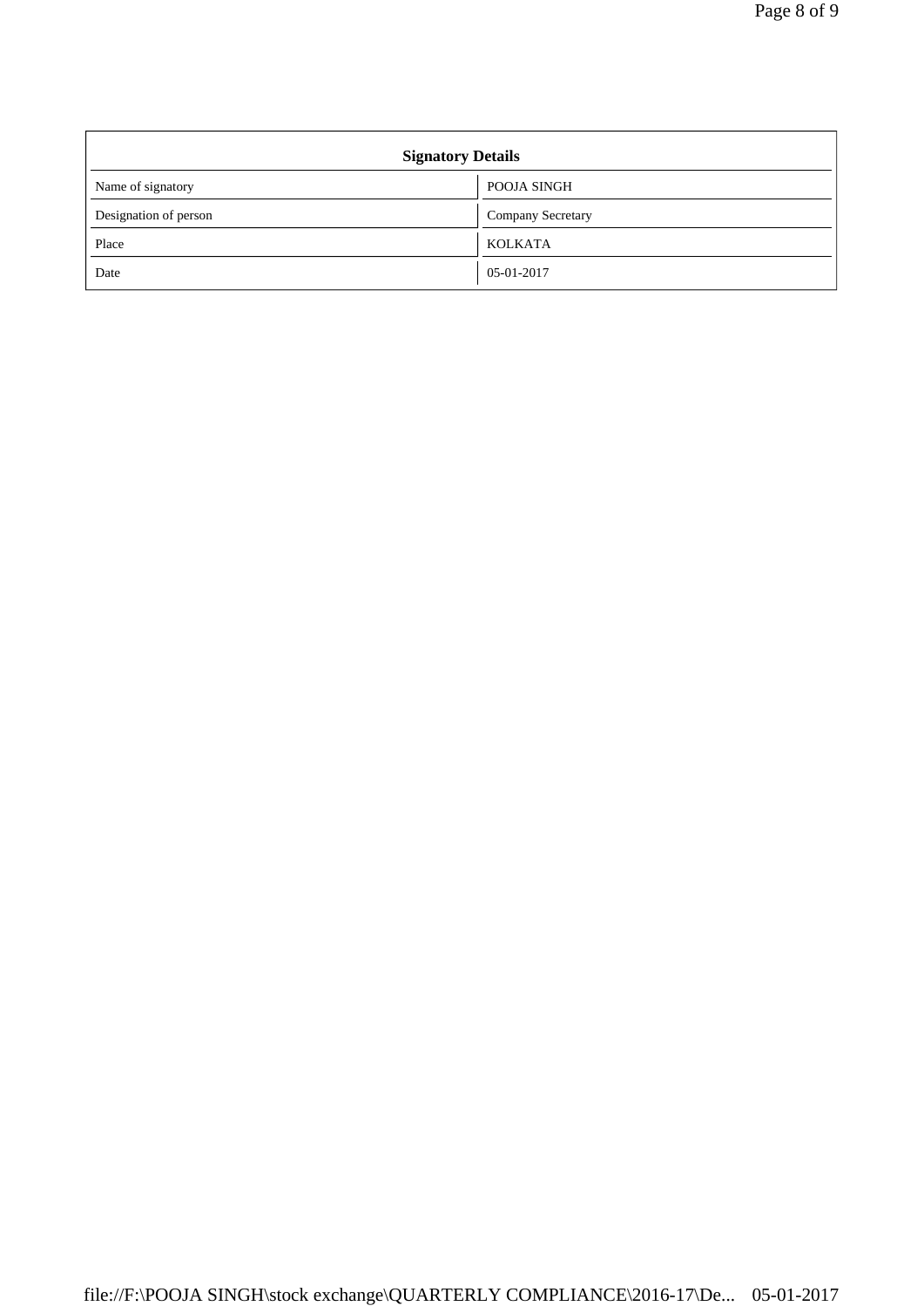| Signatory Details | |
|---|---|
| Name of signatory | POOJA SINGH |
| Designation of person | Company Secretary |
| Place | KOLKATA |
| Date | 05-01-2017 |